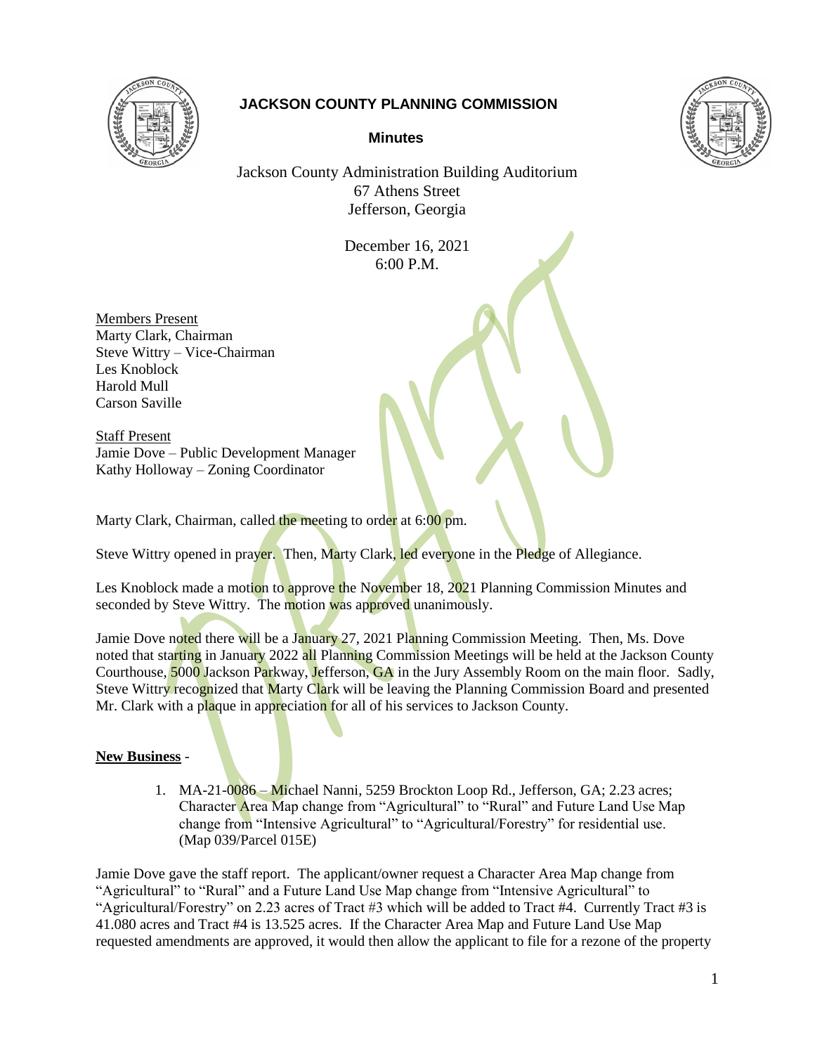# JACKSON COUNTY PLANNING COMMISSION

**Minutes**

Jackson County Administration Building Auditorium
67 Athens Street
Jefferson, Georgia

December 16, 2021
6:00 P.M.

Members Present
Marty Clark, Chairman
Steve Wittry – Vice-Chairman
Les Knoblock
Harold Mull
Carson Saville

Staff Present
Jamie Dove – Public Development Manager
Kathy Holloway – Zoning Coordinator

Marty Clark, Chairman, called the meeting to order at 6:00 pm.

Steve Wittry opened in prayer. Then, Marty Clark, led everyone in the Pledge of Allegiance.

Les Knoblock made a motion to approve the November 18, 2021 Planning Commission Minutes and seconded by Steve Wittry. The motion was approved unanimously.

Jamie Dove noted there will be a January 27, 2021 Planning Commission Meeting. Then, Ms. Dove noted that starting in January 2022 all Planning Commission Meetings will be held at the Jackson County Courthouse, 5000 Jackson Parkway, Jefferson, GA in the Jury Assembly Room on the main floor. Sadly, Steve Wittry recognized that Marty Clark will be leaving the Planning Commission Board and presented Mr. Clark with a plaque in appreciation for all of his services to Jackson County.

**New Business** -

1. MA-21-0086 – Michael Nanni, 5259 Brockton Loop Rd., Jefferson, GA; 2.23 acres; Character Area Map change from "Agricultural" to "Rural" and Future Land Use Map change from "Intensive Agricultural" to "Agricultural/Forestry" for residential use. (Map 039/Parcel 015E)

Jamie Dove gave the staff report. The applicant/owner request a Character Area Map change from "Agricultural" to "Rural" and a Future Land Use Map change from "Intensive Agricultural" to "Agricultural/Forestry" on 2.23 acres of Tract #3 which will be added to Tract #4. Currently Tract #3 is 41.080 acres and Tract #4 is 13.525 acres. If the Character Area Map and Future Land Use Map requested amendments are approved, it would then allow the applicant to file for a rezone of the property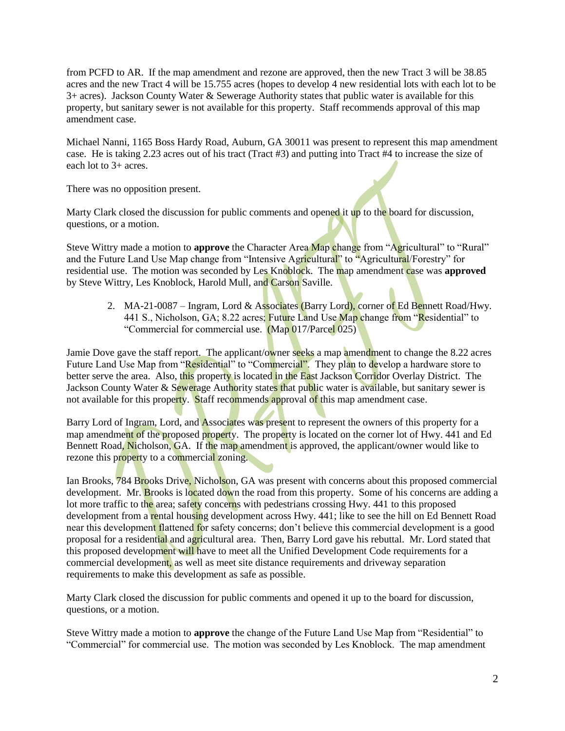from PCFD to AR. If the map amendment and rezone are approved, then the new Tract 3 will be 38.85 acres and the new Tract 4 will be 15.755 acres (hopes to develop 4 new residential lots with each lot to be 3+ acres). Jackson County Water & Sewerage Authority states that public water is available for this property, but sanitary sewer is not available for this property. Staff recommends approval of this map amendment case.

Michael Nanni, 1165 Boss Hardy Road, Auburn, GA 30011 was present to represent this map amendment case. He is taking 2.23 acres out of his tract (Tract #3) and putting into Tract #4 to increase the size of each lot to 3+ acres.

There was no opposition present.

Marty Clark closed the discussion for public comments and opened it up to the board for discussion, questions, or a motion.

Steve Wittry made a motion to **approve** the Character Area Map change from "Agricultural" to "Rural" and the Future Land Use Map change from "Intensive Agricultural" to "Agricultural/Forestry" for residential use. The motion was seconded by Les Knoblock. The map amendment case was **approved** by Steve Wittry, Les Knoblock, Harold Mull, and Carson Saville.

2. MA-21-0087 – Ingram, Lord & Associates (Barry Lord), corner of Ed Bennett Road/Hwy. 441 S., Nicholson, GA; 8.22 acres; Future Land Use Map change from "Residential" to "Commercial for commercial use. (Map 017/Parcel 025)

Jamie Dove gave the staff report. The applicant/owner seeks a map amendment to change the 8.22 acres Future Land Use Map from "Residential" to "Commercial". They plan to develop a hardware store to better serve the area. Also, this property is located in the East Jackson Corridor Overlay District. The Jackson County Water & Sewerage Authority states that public water is available, but sanitary sewer is not available for this property. Staff recommends approval of this map amendment case.

Barry Lord of Ingram, Lord, and Associates was present to represent the owners of this property for a map amendment of the proposed property. The property is located on the corner lot of Hwy. 441 and Ed Bennett Road, Nicholson, GA. If the map amendment is approved, the applicant/owner would like to rezone this property to a commercial zoning.

Ian Brooks, 784 Brooks Drive, Nicholson, GA was present with concerns about this proposed commercial development. Mr. Brooks is located down the road from this property. Some of his concerns are adding a lot more traffic to the area; safety concerns with pedestrians crossing Hwy. 441 to this proposed development from a rental housing development across Hwy. 441; like to see the hill on Ed Bennett Road near this development flattened for safety concerns; don't believe this commercial development is a good proposal for a residential and agricultural area. Then, Barry Lord gave his rebuttal. Mr. Lord stated that this proposed development will have to meet all the Unified Development Code requirements for a commercial development, as well as meet site distance requirements and driveway separation requirements to make this development as safe as possible.

Marty Clark closed the discussion for public comments and opened it up to the board for discussion, questions, or a motion.

Steve Wittry made a motion to **approve** the change of the Future Land Use Map from "Residential" to "Commercial" for commercial use. The motion was seconded by Les Knoblock. The map amendment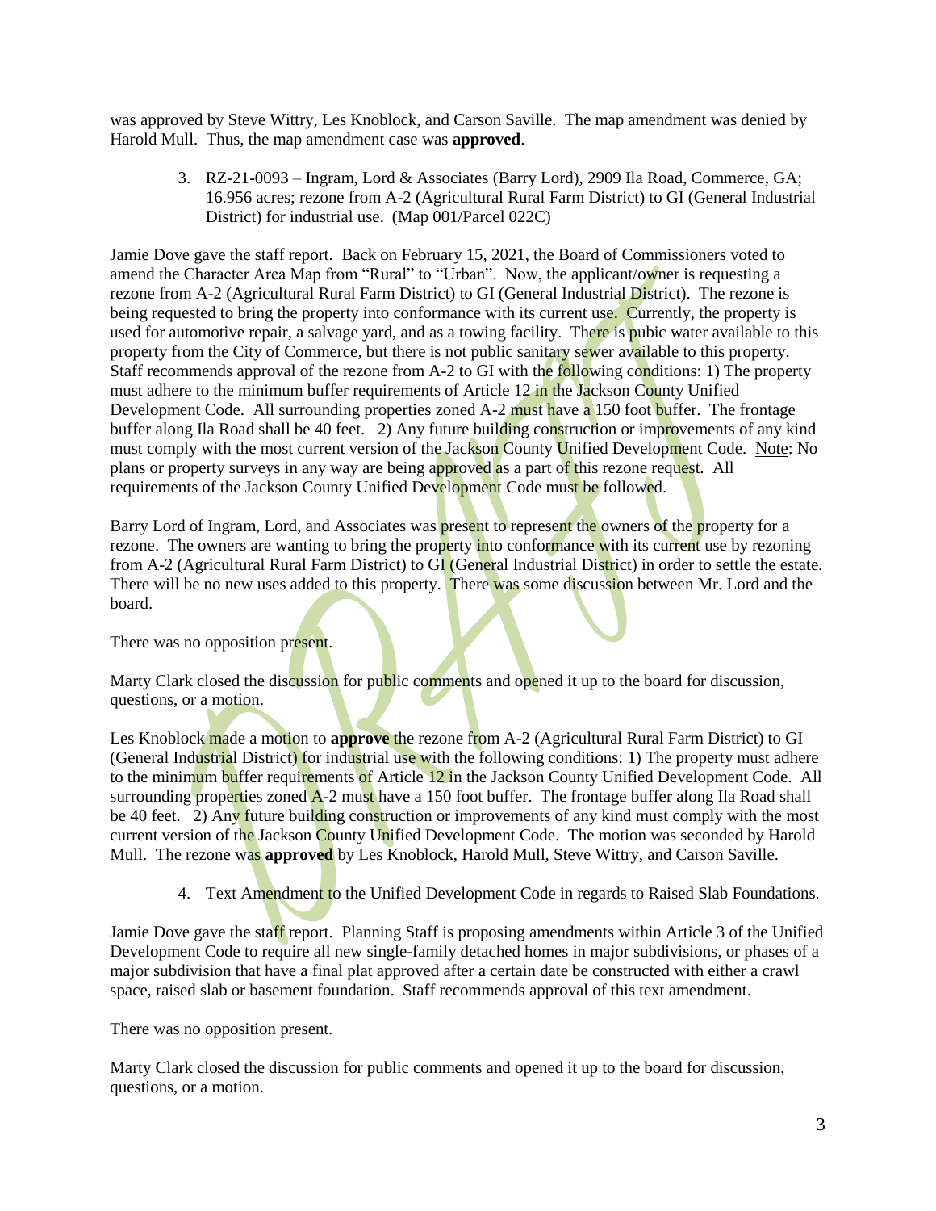was approved by Steve Wittry, Les Knoblock, and Carson Saville. The map amendment was denied by Harold Mull. Thus, the map amendment case was **approved**.

3. RZ-21-0093 – Ingram, Lord & Associates (Barry Lord), 2909 Ila Road, Commerce, GA; 16.956 acres; rezone from A-2 (Agricultural Rural Farm District) to GI (General Industrial District) for industrial use. (Map 001/Parcel 022C)

Jamie Dove gave the staff report. Back on February 15, 2021, the Board of Commissioners voted to amend the Character Area Map from "Rural" to "Urban". Now, the applicant/owner is requesting a rezone from A-2 (Agricultural Rural Farm District) to GI (General Industrial District). The rezone is being requested to bring the property into conformance with its current use. Currently, the property is used for automotive repair, a salvage yard, and as a towing facility. There is pubic water available to this property from the City of Commerce, but there is not public sanitary sewer available to this property. Staff recommends approval of the rezone from A-2 to GI with the following conditions: 1) The property must adhere to the minimum buffer requirements of Article 12 in the Jackson County Unified Development Code. All surrounding properties zoned A-2 must have a 150 foot buffer. The frontage buffer along Ila Road shall be 40 feet. 2) Any future building construction or improvements of any kind must comply with the most current version of the Jackson County Unified Development Code. Note: No plans or property surveys in any way are being approved as a part of this rezone request. All requirements of the Jackson County Unified Development Code must be followed.

Barry Lord of Ingram, Lord, and Associates was present to represent the owners of the property for a rezone. The owners are wanting to bring the property into conformance with its current use by rezoning from A-2 (Agricultural Rural Farm District) to GI (General Industrial District) in order to settle the estate. There will be no new uses added to this property. There was some discussion between Mr. Lord and the board.

There was no opposition present.

Marty Clark closed the discussion for public comments and opened it up to the board for discussion, questions, or a motion.

Les Knoblock made a motion to **approve** the rezone from A-2 (Agricultural Rural Farm District) to GI (General Industrial District) for industrial use with the following conditions: 1) The property must adhere to the minimum buffer requirements of Article 12 in the Jackson County Unified Development Code. All surrounding properties zoned A-2 must have a 150 foot buffer. The frontage buffer along Ila Road shall be 40 feet. 2) Any future building construction or improvements of any kind must comply with the most current version of the Jackson County Unified Development Code. The motion was seconded by Harold Mull. The rezone was **approved** by Les Knoblock, Harold Mull, Steve Wittry, and Carson Saville.

4. Text Amendment to the Unified Development Code in regards to Raised Slab Foundations.

Jamie Dove gave the staff report. Planning Staff is proposing amendments within Article 3 of the Unified Development Code to require all new single-family detached homes in major subdivisions, or phases of a major subdivision that have a final plat approved after a certain date be constructed with either a crawl space, raised slab or basement foundation. Staff recommends approval of this text amendment.

There was no opposition present.

Marty Clark closed the discussion for public comments and opened it up to the board for discussion, questions, or a motion.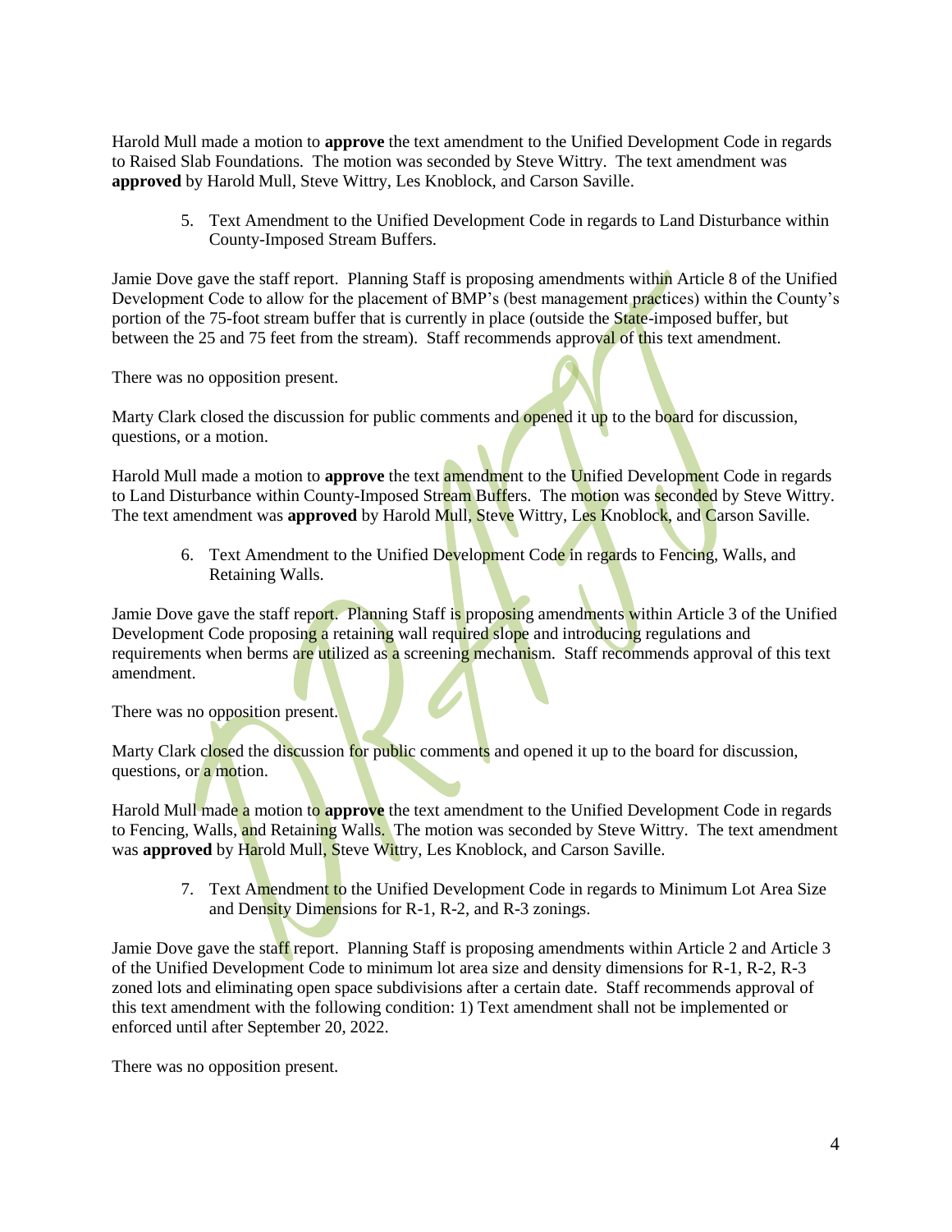Harold Mull made a motion to **approve** the text amendment to the Unified Development Code in regards to Raised Slab Foundations. The motion was seconded by Steve Wittry. The text amendment was **approved** by Harold Mull, Steve Wittry, Les Knoblock, and Carson Saville.

5. Text Amendment to the Unified Development Code in regards to Land Disturbance within County-Imposed Stream Buffers.

Jamie Dove gave the staff report. Planning Staff is proposing amendments within Article 8 of the Unified Development Code to allow for the placement of BMP's (best management practices) within the County's portion of the 75-foot stream buffer that is currently in place (outside the State-imposed buffer, but between the 25 and 75 feet from the stream). Staff recommends approval of this text amendment.

There was no opposition present.

Marty Clark closed the discussion for public comments and opened it up to the board for discussion, questions, or a motion.

Harold Mull made a motion to **approve** the text amendment to the Unified Development Code in regards to Land Disturbance within County-Imposed Stream Buffers. The motion was seconded by Steve Wittry. The text amendment was **approved** by Harold Mull, Steve Wittry, Les Knoblock, and Carson Saville.

6. Text Amendment to the Unified Development Code in regards to Fencing, Walls, and Retaining Walls.

Jamie Dove gave the staff report. Planning Staff is proposing amendments within Article 3 of the Unified Development Code proposing a retaining wall required slope and introducing regulations and requirements when berms are utilized as a screening mechanism. Staff recommends approval of this text amendment.

There was no opposition present.

Marty Clark closed the discussion for public comments and opened it up to the board for discussion, questions, or a motion.

Harold Mull made a motion to **approve** the text amendment to the Unified Development Code in regards to Fencing, Walls, and Retaining Walls. The motion was seconded by Steve Wittry. The text amendment was **approved** by Harold Mull, Steve Wittry, Les Knoblock, and Carson Saville.

7. Text Amendment to the Unified Development Code in regards to Minimum Lot Area Size and Density Dimensions for R-1, R-2, and R-3 zonings.

Jamie Dove gave the staff report. Planning Staff is proposing amendments within Article 2 and Article 3 of the Unified Development Code to minimum lot area size and density dimensions for R-1, R-2, R-3 zoned lots and eliminating open space subdivisions after a certain date. Staff recommends approval of this text amendment with the following condition: 1) Text amendment shall not be implemented or enforced until after September 20, 2022.

There was no opposition present.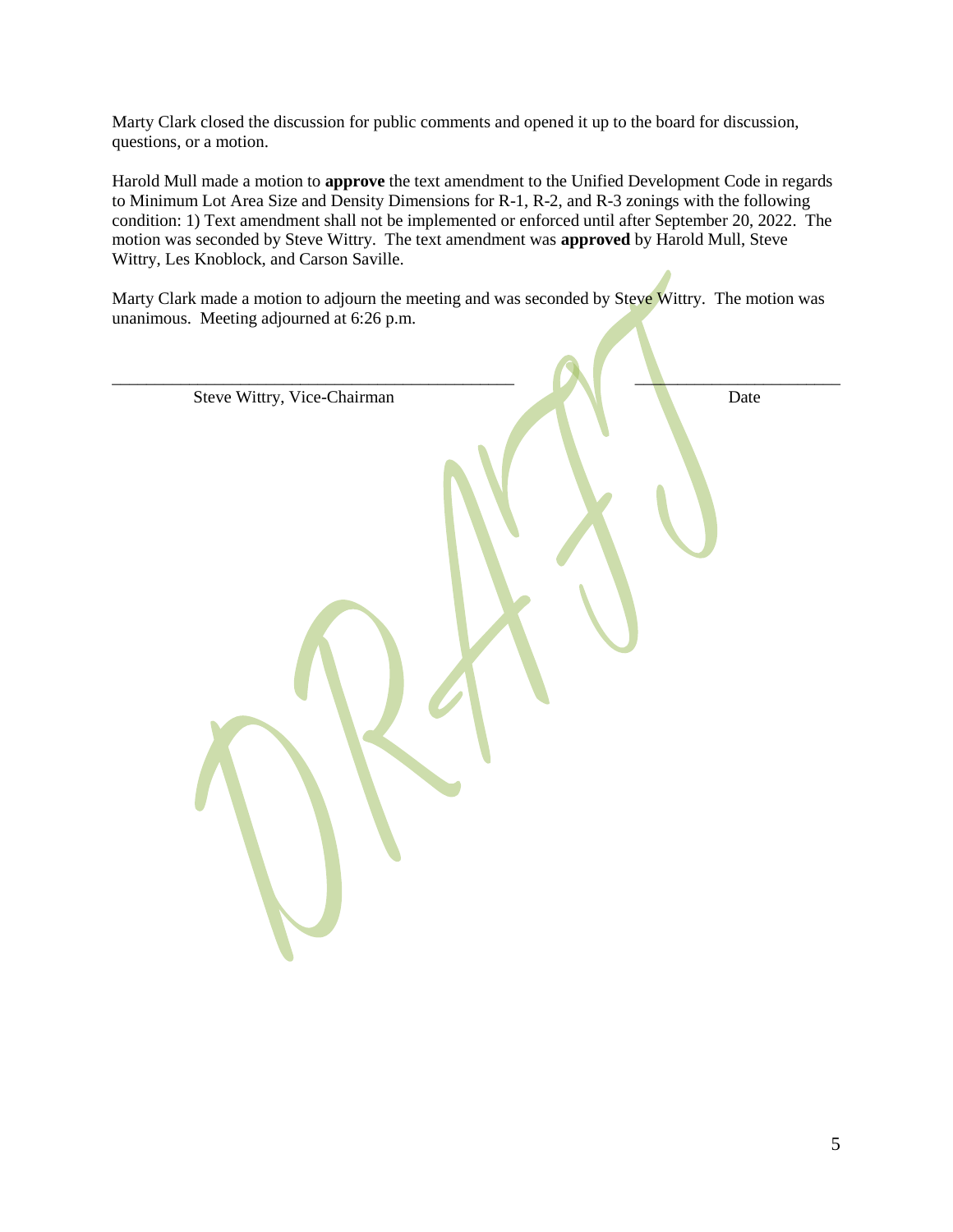Marty Clark closed the discussion for public comments and opened it up to the board for discussion, questions, or a motion.

Harold Mull made a motion to **approve** the text amendment to the Unified Development Code in regards to Minimum Lot Area Size and Density Dimensions for R-1, R-2, and R-3 zonings with the following condition: 1) Text amendment shall not be implemented or enforced until after September 20, 2022. The motion was seconded by Steve Wittry. The text amendment was **approved** by Harold Mull, Steve Wittry, Les Knoblock, and Carson Saville.

Marty Clark made a motion to adjourn the meeting and was seconded by Steve Wittry. The motion was unanimous. Meeting adjourned at 6:26 p.m.

\_\_\_\_\_\_\_\_\_\_\_\_\_\_\_\_\_\_\_\_\_\_\_\_\_\_\_\_\_\_\_\_\_\_\_\_\_\_\_\_\_\_\_\_\_\_ \_\_\_\_\_\_\_\_\_\_\_\_\_\_\_\_\_\_\_\_\_\_\_\_\_

Steve Wittry, Vice-Chairman Date

DRAFT